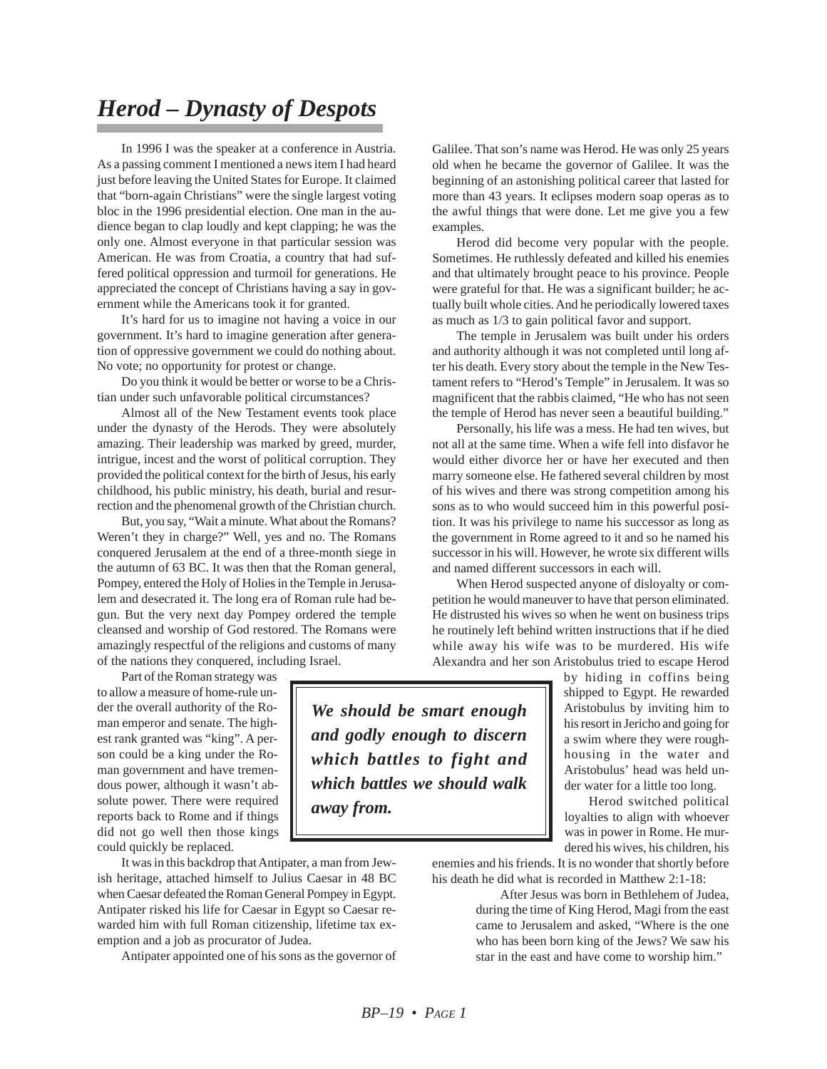# *Herod – Dynasty of Despots*

In 1996 I was the speaker at a conference in Austria. As a passing comment I mentioned a news item I had heard just before leaving the United States for Europe. It claimed that "born-again Christians" were the single largest voting bloc in the 1996 presidential election. One man in the audience began to clap loudly and kept clapping; he was the only one. Almost everyone in that particular session was American. He was from Croatia, a country that had suffered political oppression and turmoil for generations. He appreciated the concept of Christians having a say in government while the Americans took it for granted.

It's hard for us to imagine not having a voice in our government. It's hard to imagine generation after generation of oppressive government we could do nothing about. No vote; no opportunity for protest or change.

Do you think it would be better or worse to be a Christian under such unfavorable political circumstances?

Almost all of the New Testament events took place under the dynasty of the Herods. They were absolutely amazing. Their leadership was marked by greed, murder, intrigue, incest and the worst of political corruption. They provided the political context for the birth of Jesus, his early childhood, his public ministry, his death, burial and resurrection and the phenomenal growth of the Christian church.

But, you say, "Wait a minute. What about the Romans? Weren't they in charge?" Well, yes and no. The Romans conquered Jerusalem at the end of a three-month siege in the autumn of 63 BC. It was then that the Roman general, Pompey, entered the Holy of Holies in the Temple in Jerusalem and desecrated it. The long era of Roman rule had begun. But the very next day Pompey ordered the temple cleansed and worship of God restored. The Romans were amazingly respectful of the religions and customs of many of the nations they conquered, including Israel.

Part of the Roman strategy was to allow a measure of home-rule under the overall authority of the Roman emperor and senate. The highest rank granted was "king". A person could be a king under the Roman government and have tremendous power, although it wasn't absolute power. There were required reports back to Rome and if things did not go well then those kings could quickly be replaced.

It was in this backdrop that Antipater, a man from Jewish heritage, attached himself to Julius Caesar in 48 BC when Caesar defeated the Roman General Pompey in Egypt. Antipater risked his life for Caesar in Egypt so Caesar rewarded him with full Roman citizenship, lifetime tax exemption and a job as procurator of Judea.

Antipater appointed one of his sons as the governor of Galilee. That son's name was Herod. He was only 25 years old when he became the governor of Galilee. It was the beginning of an astonishing political career that lasted for more than 43 years. It eclipses modern soap operas as to the awful things that were done. Let me give you a few examples.

Herod did become very popular with the people. Sometimes. He ruthlessly defeated and killed his enemies and that ultimately brought peace to his province. People were grateful for that. He was a significant builder; he actually built whole cities. And he periodically lowered taxes as much as 1/3 to gain political favor and support.

The temple in Jerusalem was built under his orders and authority although it was not completed until long after his death. Every story about the temple in the New Testament refers to "Herod's Temple" in Jerusalem. It was so magnificent that the rabbis claimed, "He who has not seen the temple of Herod has never seen a beautiful building."

Personally, his life was a mess. He had ten wives, but not all at the same time. When a wife fell into disfavor he would either divorce her or have her executed and then marry someone else. He fathered several children by most of his wives and there was strong competition among his sons as to who would succeed him in this powerful position. It was his privilege to name his successor as long as the government in Rome agreed to it and so he named his successor in his will. However, he wrote six different wills and named different successors in each will.

When Herod suspected anyone of disloyalty or competition he would maneuver to have that person eliminated. He distrusted his wives so when he went on business trips he routinely left behind written instructions that if he died while away his wife was to be murdered. His wife Alexandra and her son Aristobulus tried to escape Herod by hiding in coffins being shipped to Egypt. He rewarded Aristobulus by inviting him to his resort in Jericho and going for a swim where they were roughhousing in the water and Aristobulus' head was held under water for a little too long.

> ***We should be smart enough and godly enough to discern which battles to fight and which battles we should walk away from.***

Herod switched political loyalties to align with whoever was in power in Rome. He murdered his wives, his children, his enemies and his friends. It is no wonder that shortly before his death he did what is recorded in Matthew 2:1-18:

> After Jesus was born in Bethlehem of Judea, during the time of King Herod, Magi from the east came to Jerusalem and asked, "Where is the one who has been born king of the Jews? We saw his star in the east and have come to worship him."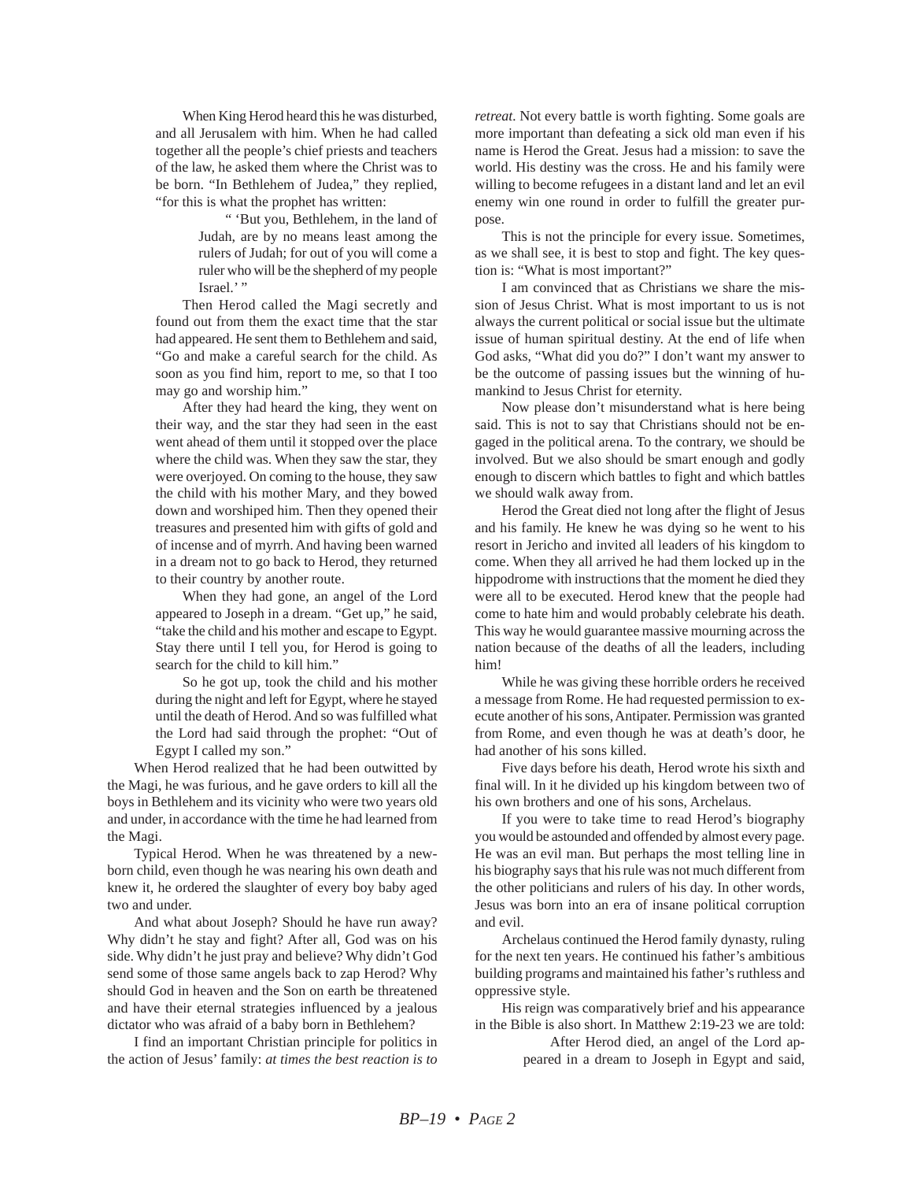When King Herod heard this he was disturbed, and all Jerusalem with him. When he had called together all the people's chief priests and teachers of the law, he asked them where the Christ was to be born. "In Bethlehem of Judea," they replied, "for this is what the prophet has written:

> " 'But you, Bethlehem, in the land of Judah, are by no means least among the rulers of Judah; for out of you will come a ruler who will be the shepherd of my people Israel.' "

Then Herod called the Magi secretly and found out from them the exact time that the star had appeared. He sent them to Bethlehem and said, "Go and make a careful search for the child. As soon as you find him, report to me, so that I too may go and worship him."

After they had heard the king, they went on their way, and the star they had seen in the east went ahead of them until it stopped over the place where the child was. When they saw the star, they were overjoyed. On coming to the house, they saw the child with his mother Mary, and they bowed down and worshiped him. Then they opened their treasures and presented him with gifts of gold and of incense and of myrrh. And having been warned in a dream not to go back to Herod, they returned to their country by another route.

When they had gone, an angel of the Lord appeared to Joseph in a dream. "Get up," he said, "take the child and his mother and escape to Egypt. Stay there until I tell you, for Herod is going to search for the child to kill him."

So he got up, took the child and his mother during the night and left for Egypt, where he stayed until the death of Herod. And so was fulfilled what the Lord had said through the prophet: "Out of Egypt I called my son."

When Herod realized that he had been outwitted by the Magi, he was furious, and he gave orders to kill all the boys in Bethlehem and its vicinity who were two years old and under, in accordance with the time he had learned from the Magi.

Typical Herod. When he was threatened by a newborn child, even though he was nearing his own death and knew it, he ordered the slaughter of every boy baby aged two and under.

And what about Joseph? Should he have run away? Why didn't he stay and fight? After all, God was on his side. Why didn't he just pray and believe? Why didn't God send some of those same angels back to zap Herod? Why should God in heaven and the Son on earth be threatened and have their eternal strategies influenced by a jealous dictator who was afraid of a baby born in Bethlehem?

I find an important Christian principle for politics in the action of Jesus' family: *at times the best reaction is to retreat.* Not every battle is worth fighting. Some goals are more important than defeating a sick old man even if his name is Herod the Great. Jesus had a mission: to save the world. His destiny was the cross. He and his family were willing to become refugees in a distant land and let an evil enemy win one round in order to fulfill the greater purpose.

This is not the principle for every issue. Sometimes, as we shall see, it is best to stop and fight. The key question is: "What is most important?"

I am convinced that as Christians we share the mission of Jesus Christ. What is most important to us is not always the current political or social issue but the ultimate issue of human spiritual destiny. At the end of life when God asks, "What did you do?" I don't want my answer to be the outcome of passing issues but the winning of humankind to Jesus Christ for eternity.

Now please don't misunderstand what is here being said. This is not to say that Christians should not be engaged in the political arena. To the contrary, we should be involved. But we also should be smart enough and godly enough to discern which battles to fight and which battles we should walk away from.

Herod the Great died not long after the flight of Jesus and his family. He knew he was dying so he went to his resort in Jericho and invited all leaders of his kingdom to come. When they all arrived he had them locked up in the hippodrome with instructions that the moment he died they were all to be executed. Herod knew that the people had come to hate him and would probably celebrate his death. This way he would guarantee massive mourning across the nation because of the deaths of all the leaders, including him!

While he was giving these horrible orders he received a message from Rome. He had requested permission to execute another of his sons, Antipater. Permission was granted from Rome, and even though he was at death's door, he had another of his sons killed.

Five days before his death, Herod wrote his sixth and final will. In it he divided up his kingdom between two of his own brothers and one of his sons, Archelaus.

If you were to take time to read Herod's biography you would be astounded and offended by almost every page. He was an evil man. But perhaps the most telling line in his biography says that his rule was not much different from the other politicians and rulers of his day. In other words, Jesus was born into an era of insane political corruption and evil.

Archelaus continued the Herod family dynasty, ruling for the next ten years. He continued his father's ambitious building programs and maintained his father's ruthless and oppressive style.

His reign was comparatively brief and his appearance in the Bible is also short. In Matthew 2:19-23 we are told:

> After Herod died, an angel of the Lord appeared in a dream to Joseph in Egypt and said,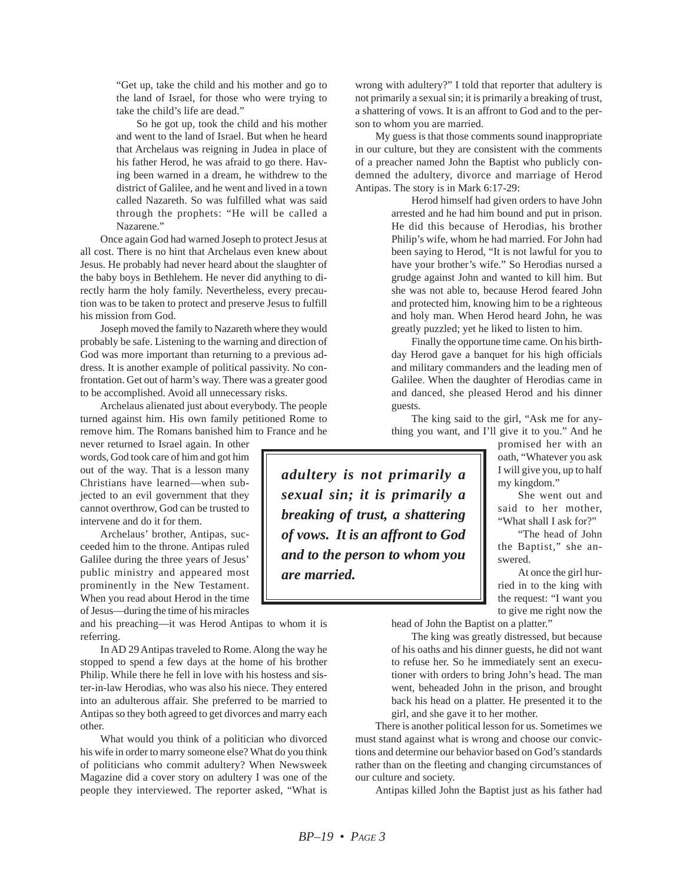> "Get up, take the child and his mother and go to the land of Israel, for those who were trying to take the child's life are dead."
>
> So he got up, took the child and his mother and went to the land of Israel. But when he heard that Archelaus was reigning in Judea in place of his father Herod, he was afraid to go there. Having been warned in a dream, he withdrew to the district of Galilee, and he went and lived in a town called Nazareth. So was fulfilled what was said through the prophets: "He will be called a Nazarene."

Once again God had warned Joseph to protect Jesus at all cost. There is no hint that Archelaus even knew about Jesus. He probably had never heard about the slaughter of the baby boys in Bethlehem. He never did anything to directly harm the holy family. Nevertheless, every precaution was to be taken to protect and preserve Jesus to fulfill his mission from God.

Joseph moved the family to Nazareth where they would probably be safe. Listening to the warning and direction of God was more important than returning to a previous address. It is another example of political passivity. No confrontation. Get out of harm's way. There was a greater good to be accomplished. Avoid all unnecessary risks.

Archelaus alienated just about everybody. The people turned against him. His own family petitioned Rome to remove him. The Romans banished him to France and he never returned to Israel again. In other words, God took care of him and got him out of the way. That is a lesson many Christians have learned—when subjected to an evil government that they cannot overthrow, God can be trusted to intervene and do it for them.

Archelaus' brother, Antipas, succeeded him to the throne. Antipas ruled Galilee during the three years of Jesus' public ministry and appeared most prominently in the New Testament. When you read about Herod in the time of Jesus—during the time of his miracles and his preaching—it was Herod Antipas to whom it is referring.

In AD 29 Antipas traveled to Rome. Along the way he stopped to spend a few days at the home of his brother Philip. While there he fell in love with his hostess and sister-in-law Herodias, who was also his niece. They entered into an adulterous affair. She preferred to be married to Antipas so they both agreed to get divorces and marry each other.

What would you think of a politician who divorced his wife in order to marry someone else? What do you think of politicians who commit adultery? When Newsweek Magazine did a cover story on adultery I was one of the people they interviewed. The reporter asked, "What is wrong with adultery?" I told that reporter that adultery is not primarily a sexual sin; it is primarily a breaking of trust, a shattering of vows. It is an affront to God and to the person to whom you are married.

> ***adultery is not primarily a sexual sin; it is primarily a breaking of trust, a shattering of vows. It is an affront to God and to the person to whom you are married.***

My guess is that those comments sound inappropriate in our culture, but they are consistent with the comments of a preacher named John the Baptist who publicly condemned the adultery, divorce and marriage of Herod Antipas. The story is in Mark 6:17-29:

> Herod himself had given orders to have John arrested and he had him bound and put in prison. He did this because of Herodias, his brother Philip's wife, whom he had married. For John had been saying to Herod, "It is not lawful for you to have your brother's wife." So Herodias nursed a grudge against John and wanted to kill him. But she was not able to, because Herod feared John and protected him, knowing him to be a righteous and holy man. When Herod heard John, he was greatly puzzled; yet he liked to listen to him.
>
> Finally the opportune time came. On his birthday Herod gave a banquet for his high officials and military commanders and the leading men of Galilee. When the daughter of Herodias came in and danced, she pleased Herod and his dinner guests.
>
> The king said to the girl, "Ask me for anything you want, and I'll give it to you." And he promised her with an oath, "Whatever you ask I will give you, up to half my kingdom."
>
> She went out and said to her mother, "What shall I ask for?"
>
> "The head of John the Baptist," she answered.
>
> At once the girl hurried in to the king with the request: "I want you to give me right now the head of John the Baptist on a platter."
>
> The king was greatly distressed, but because of his oaths and his dinner guests, he did not want to refuse her. So he immediately sent an executioner with orders to bring John's head. The man went, beheaded John in the prison, and brought back his head on a platter. He presented it to the girl, and she gave it to her mother.

There is another political lesson for us. Sometimes we must stand against what is wrong and choose our convictions and determine our behavior based on God's standards rather than on the fleeting and changing circumstances of our culture and society.

Antipas killed John the Baptist just as his father had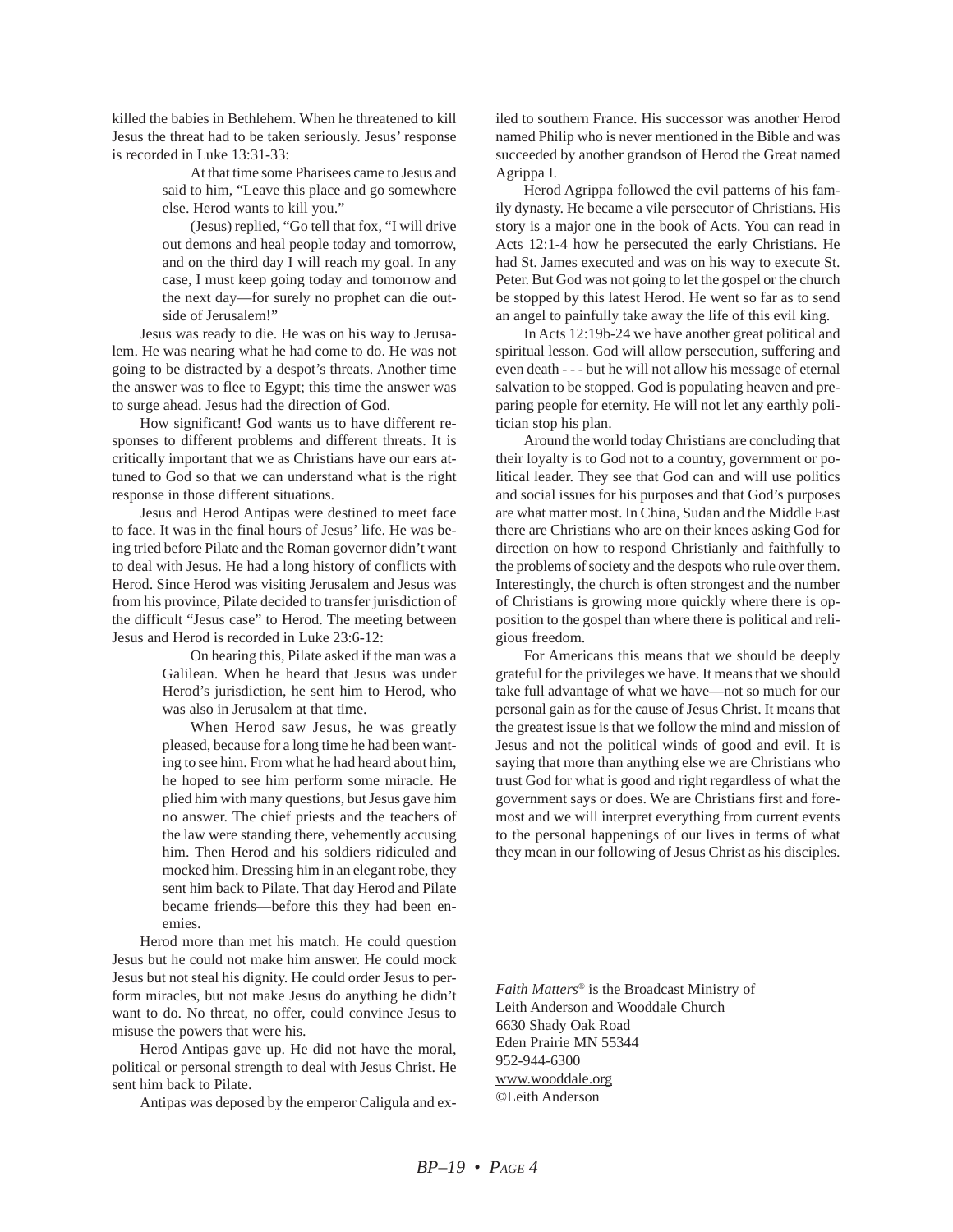killed the babies in Bethlehem. When he threatened to kill Jesus the threat had to be taken seriously. Jesus' response is recorded in Luke 13:31-33:

> At that time some Pharisees came to Jesus and said to him, "Leave this place and go somewhere else. Herod wants to kill you."
>
> (Jesus) replied, "Go tell that fox, "I will drive out demons and heal people today and tomorrow, and on the third day I will reach my goal. In any case, I must keep going today and tomorrow and the next day—for surely no prophet can die outside of Jerusalem!"

Jesus was ready to die. He was on his way to Jerusalem. He was nearing what he had come to do. He was not going to be distracted by a despot's threats. Another time the answer was to flee to Egypt; this time the answer was to surge ahead. Jesus had the direction of God.

How significant! God wants us to have different responses to different problems and different threats. It is critically important that we as Christians have our ears attuned to God so that we can understand what is the right response in those different situations.

Jesus and Herod Antipas were destined to meet face to face. It was in the final hours of Jesus' life. He was being tried before Pilate and the Roman governor didn't want to deal with Jesus. He had a long history of conflicts with Herod. Since Herod was visiting Jerusalem and Jesus was from his province, Pilate decided to transfer jurisdiction of the difficult "Jesus case" to Herod. The meeting between Jesus and Herod is recorded in Luke 23:6-12:

> On hearing this, Pilate asked if the man was a Galilean. When he heard that Jesus was under Herod's jurisdiction, he sent him to Herod, who was also in Jerusalem at that time.
>
> When Herod saw Jesus, he was greatly pleased, because for a long time he had been wanting to see him. From what he had heard about him, he hoped to see him perform some miracle. He plied him with many questions, but Jesus gave him no answer. The chief priests and the teachers of the law were standing there, vehemently accusing him. Then Herod and his soldiers ridiculed and mocked him. Dressing him in an elegant robe, they sent him back to Pilate. That day Herod and Pilate became friends—before this they had been enemies.

Herod more than met his match. He could question Jesus but he could not make him answer. He could mock Jesus but not steal his dignity. He could order Jesus to perform miracles, but not make Jesus do anything he didn't want to do. No threat, no offer, could convince Jesus to misuse the powers that were his.

Herod Antipas gave up. He did not have the moral, political or personal strength to deal with Jesus Christ. He sent him back to Pilate.

Antipas was deposed by the emperor Caligula and exiled to southern France. His successor was another Herod named Philip who is never mentioned in the Bible and was succeeded by another grandson of Herod the Great named Agrippa I.

Herod Agrippa followed the evil patterns of his family dynasty. He became a vile persecutor of Christians. His story is a major one in the book of Acts. You can read in Acts 12:1-4 how he persecuted the early Christians. He had St. James executed and was on his way to execute St. Peter. But God was not going to let the gospel or the church be stopped by this latest Herod. He went so far as to send an angel to painfully take away the life of this evil king.

In Acts 12:19b-24 we have another great political and spiritual lesson. God will allow persecution, suffering and even death - - - but he will not allow his message of eternal salvation to be stopped. God is populating heaven and preparing people for eternity. He will not let any earthly politician stop his plan.

Around the world today Christians are concluding that their loyalty is to God not to a country, government or political leader. They see that God can and will use politics and social issues for his purposes and that God's purposes are what matter most. In China, Sudan and the Middle East there are Christians who are on their knees asking God for direction on how to respond Christianly and faithfully to the problems of society and the despots who rule over them. Interestingly, the church is often strongest and the number of Christians is growing more quickly where there is opposition to the gospel than where there is political and religious freedom.

For Americans this means that we should be deeply grateful for the privileges we have. It means that we should take full advantage of what we have—not so much for our personal gain as for the cause of Jesus Christ. It means that the greatest issue is that we follow the mind and mission of Jesus and not the political winds of good and evil. It is saying that more than anything else we are Christians who trust God for what is good and right regardless of what the government says or does. We are Christians first and foremost and we will interpret everything from current events to the personal happenings of our lives in terms of what they mean in our following of Jesus Christ as his disciples.

*Faith Matters*® is the Broadcast Ministry of
Leith Anderson and Wooddale Church
6630 Shady Oak Road
Eden Prairie MN 55344
952-944-6300
www.wooddale.org
©Leith Anderson